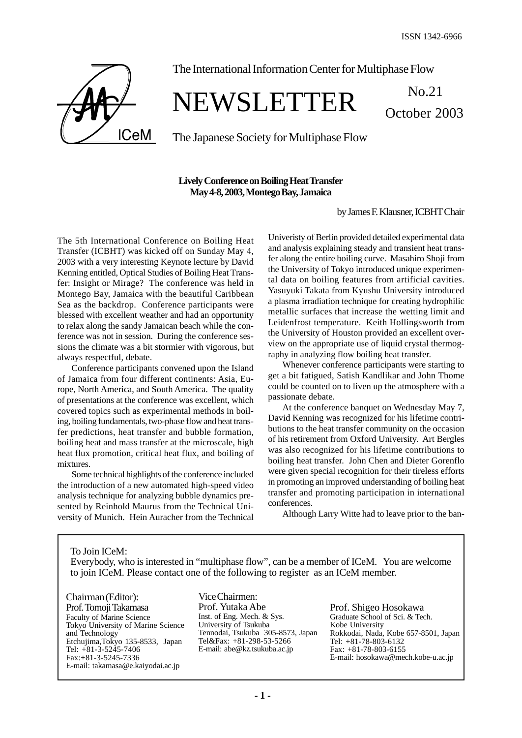ISSN 1342-6966

The International Information Center for Multiphase Flow

# NEWSLETTER

No.21
October 2003

The Japanese Society for Multiphase Flow

## Lively Conference on Boiling Heat Transfer
## May 4-8, 2003, Montego Bay, Jamaica

by James F. Klausner, ICBHT Chair

The 5th International Conference on Boiling Heat Transfer (ICBHT) was kicked off on Sunday May 4, 2003 with a very interesting Keynote lecture by David Kenning entitled, Optical Studies of Boiling Heat Transfer: Insight or Mirage? The conference was held in Montego Bay, Jamaica with the beautiful Caribbean Sea as the backdrop. Conference participants were blessed with excellent weather and had an opportunity to relax along the sandy Jamaican beach while the conference was not in session. During the conference sessions the climate was a bit stormier with vigorous, but always respectful, debate.

Conference participants convened upon the Island of Jamaica from four different continents: Asia, Europe, North America, and South America. The quality of presentations at the conference was excellent, which covered topics such as experimental methods in boiling, boiling fundamentals, two-phase flow and heat transfer predictions, heat transfer and bubble formation, boiling heat and mass transfer at the microscale, high heat flux promotion, critical heat flux, and boiling of mixtures.

Some technical highlights of the conference included the introduction of a new automated high-speed video analysis technique for analyzing bubble dynamics presented by Reinhold Maurus from the Technical University of Munich. Hein Auracher from the Technical Univeristy of Berlin provided detailed experimental data and analysis explaining steady and transient heat transfer along the entire boiling curve. Masahiro Shoji from the University of Tokyo introduced unique experimental data on boiling features from artificial cavities. Yasuyuki Takata from Kyushu University introduced a plasma irradiation technique for creating hydrophilic metallic surfaces that increase the wetting limit and Leidenfrost temperature. Keith Hollingsworth from the University of Houston provided an excellent overview on the appropriate use of liquid crystal thermography in analyzing flow boiling heat transfer.

Whenever conference participants were starting to get a bit fatigued, Satish Kandlikar and John Thome could be counted on to liven up the atmosphere with a passionate debate.

At the conference banquet on Wednesday May 7, David Kenning was recognized for his lifetime contributions to the heat transfer community on the occasion of his retirement from Oxford University. Art Bergles was also recognized for his lifetime contributions to boiling heat transfer. John Chen and Dieter Gorenflo were given special recognition for their tireless efforts in promoting an improved understanding of boiling heat transfer and promoting participation in international conferences.

Although Larry Witte had to leave prior to the ban-

---

To Join ICeM:

Everybody, who is interested in "multiphase flow", can be a member of ICeM. You are welcome to join ICeM. Please contact one of the following to register as an ICeM member.

Chairman (Editor):
Prof. Tomoji Takamasa
Faculty of Marine Science
Tokyo University of Marine Science and Technology
Etchujima,Tokyo 135-8533, Japan
Tel: +81-3-5245-7406
Fax:+81-3-5245-7336
E-mail: takamasa@e.kaiyodai.ac.jp

Vice Chairmen:
Prof. Yutaka Abe
Inst. of Eng. Mech. & Sys.
University of Tsukuba
Tennodai, Tsukuba 305-8573, Japan
Tel&Fax: +81-298-53-5266
E-mail: abe@kz.tsukuba.ac.jp

Prof. Shigeo Hosokawa
Graduate School of Sci. & Tech.
Kobe University
Rokkodai, Nada, Kobe 657-8501, Japan
Tel: +81-78-803-6132
Fax: +81-78-803-6155
E-mail: hosokawa@mech.kobe-u.ac.jp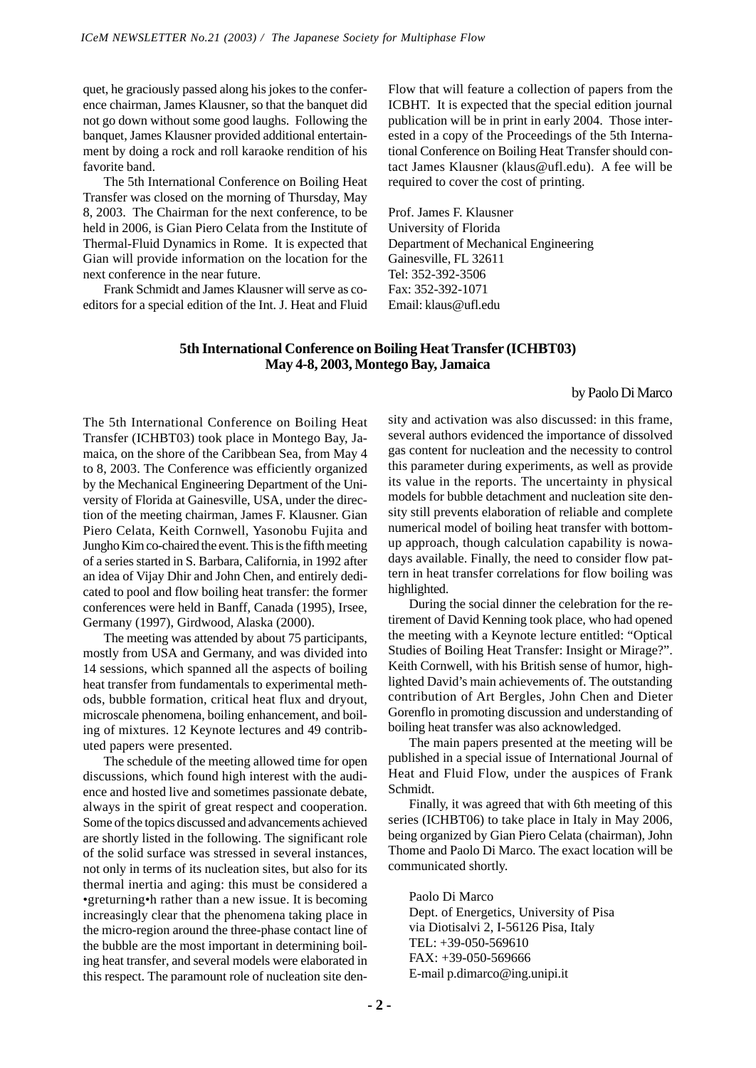quet, he graciously passed along his jokes to the conference chairman, James Klausner, so that the banquet did not go down without some good laughs. Following the banquet, James Klausner provided additional entertainment by doing a rock and roll karaoke rendition of his favorite band.

The 5th International Conference on Boiling Heat Transfer was closed on the morning of Thursday, May 8, 2003. The Chairman for the next conference, to be held in 2006, is Gian Piero Celata from the Institute of Thermal-Fluid Dynamics in Rome. It is expected that Gian will provide information on the location for the next conference in the near future.

Frank Schmidt and James Klausner will serve as co-editors for a special edition of the Int. J. Heat and Fluid Flow that will feature a collection of papers from the ICBHT. It is expected that the special edition journal publication will be in print in early 2004. Those interested in a copy of the Proceedings of the 5th International Conference on Boiling Heat Transfer should contact James Klausner (klaus@ufl.edu). A fee will be required to cover the cost of printing.

Prof. James F. Klausner
University of Florida
Department of Mechanical Engineering
Gainesville, FL 32611
Tel: 352-392-3506
Fax: 352-392-1071
Email: klaus@ufl.edu

## 5th International Conference on Boiling Heat Transfer (ICHBT03)
## May 4-8, 2003, Montego Bay, Jamaica

by Paolo Di Marco

The 5th International Conference on Boiling Heat Transfer (ICHBT03) took place in Montego Bay, Jamaica, on the shore of the Caribbean Sea, from May 4 to 8, 2003. The Conference was efficiently organized by the Mechanical Engineering Department of the University of Florida at Gainesville, USA, under the direction of the meeting chairman, James F. Klausner. Gian Piero Celata, Keith Cornwell, Yasonobu Fujita and Jungho Kim co-chaired the event. This is the fifth meeting of a series started in S. Barbara, California, in 1992 after an idea of Vijay Dhir and John Chen, and entirely dedicated to pool and flow boiling heat transfer: the former conferences were held in Banff, Canada (1995), Irsee, Germany (1997), Girdwood, Alaska (2000).

The meeting was attended by about 75 participants, mostly from USA and Germany, and was divided into 14 sessions, which spanned all the aspects of boiling heat transfer from fundamentals to experimental methods, bubble formation, critical heat flux and dryout, microscale phenomena, boiling enhancement, and boiling of mixtures. 12 Keynote lectures and 49 contributed papers were presented.

The schedule of the meeting allowed time for open discussions, which found high interest with the audience and hosted live and sometimes passionate debate, always in the spirit of great respect and cooperation. Some of the topics discussed and advancements achieved are shortly listed in the following. The significant role of the solid surface was stressed in several instances, not only in terms of its nucleation sites, but also for its thermal inertia and aging: this must be considered a •greturning•h rather than a new issue. It is becoming increasingly clear that the phenomena taking place in the micro-region around the three-phase contact line of the bubble are the most important in determining boiling heat transfer, and several models were elaborated in this respect. The paramount role of nucleation site density and activation was also discussed: in this frame, several authors evidenced the importance of dissolved gas content for nucleation and the necessity to control this parameter during experiments, as well as provide its value in the reports. The uncertainty in physical models for bubble detachment and nucleation site density still prevents elaboration of reliable and complete numerical model of boiling heat transfer with bottom-up approach, though calculation capability is nowadays available. Finally, the need to consider flow pattern in heat transfer correlations for flow boiling was highlighted.

During the social dinner the celebration for the retirement of David Kenning took place, who had opened the meeting with a Keynote lecture entitled: "Optical Studies of Boiling Heat Transfer: Insight or Mirage?". Keith Cornwell, with his British sense of humor, highlighted David's main achievements of. The outstanding contribution of Art Bergles, John Chen and Dieter Gorenflo in promoting discussion and understanding of boiling heat transfer was also acknowledged.

The main papers presented at the meeting will be published in a special issue of International Journal of Heat and Fluid Flow, under the auspices of Frank Schmidt.

Finally, it was agreed that with 6th meeting of this series (ICHBT06) to take place in Italy in May 2006, being organized by Gian Piero Celata (chairman), John Thome and Paolo Di Marco. The exact location will be communicated shortly.

Paolo Di Marco
Dept. of Energetics, University of Pisa
via Diotisalvi 2, I-56126 Pisa, Italy
TEL: +39-050-569610
FAX: +39-050-569666
E-mail p.dimarco@ing.unipi.it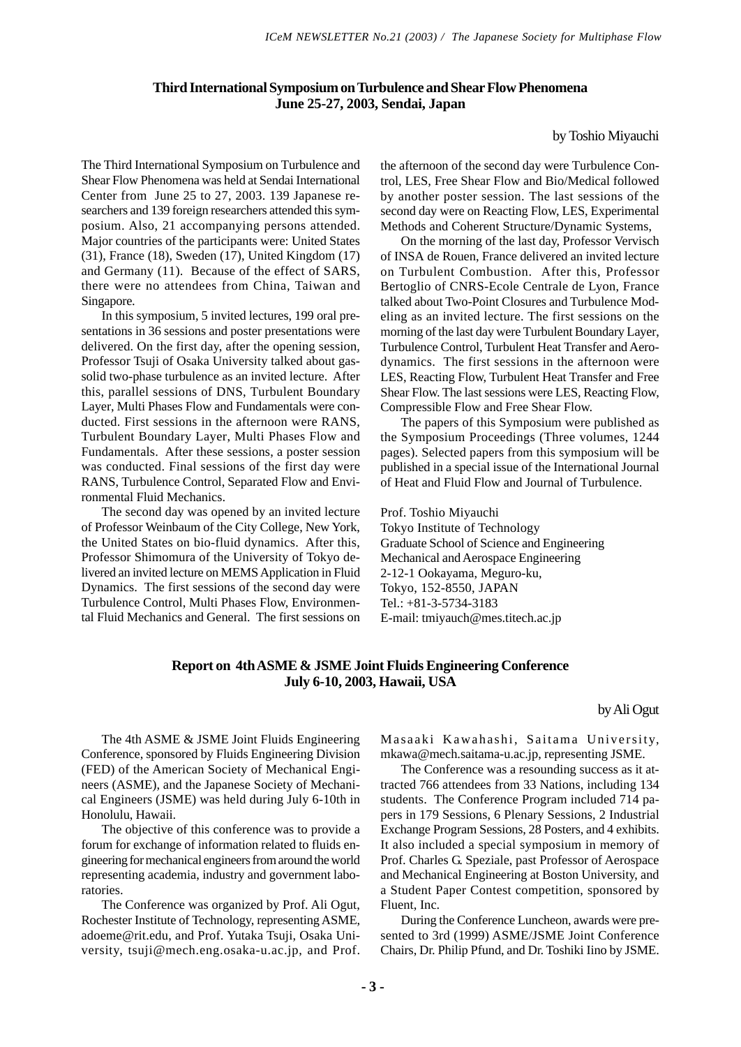## Third International Symposium on Turbulence and Shear Flow Phenomena
## June 25-27, 2003, Sendai, Japan

by Toshio Miyauchi

The Third International Symposium on Turbulence and Shear Flow Phenomena was held at Sendai International Center from June 25 to 27, 2003. 139 Japanese researchers and 139 foreign researchers attended this symposium. Also, 21 accompanying persons attended. Major countries of the participants were: United States (31), France (18), Sweden (17), United Kingdom (17) and Germany (11). Because of the effect of SARS, there were no attendees from China, Taiwan and Singapore.

In this symposium, 5 invited lectures, 199 oral presentations in 36 sessions and poster presentations were delivered. On the first day, after the opening session, Professor Tsuji of Osaka University talked about gas-solid two-phase turbulence as an invited lecture. After this, parallel sessions of DNS, Turbulent Boundary Layer, Multi Phases Flow and Fundamentals were conducted. First sessions in the afternoon were RANS, Turbulent Boundary Layer, Multi Phases Flow and Fundamentals. After these sessions, a poster session was conducted. Final sessions of the first day were RANS, Turbulence Control, Separated Flow and Environmental Fluid Mechanics.

The second day was opened by an invited lecture of Professor Weinbaum of the City College, New York, the United States on bio-fluid dynamics. After this, Professor Shimomura of the University of Tokyo delivered an invited lecture on MEMS Application in Fluid Dynamics. The first sessions of the second day were Turbulence Control, Multi Phases Flow, Environmental Fluid Mechanics and General. The first sessions on the afternoon of the second day were Turbulence Control, LES, Free Shear Flow and Bio/Medical followed by another poster session. The last sessions of the second day were on Reacting Flow, LES, Experimental Methods and Coherent Structure/Dynamic Systems,

On the morning of the last day, Professor Vervisch of INSA de Rouen, France delivered an invited lecture on Turbulent Combustion. After this, Professor Bertoglio of CNRS-Ecole Centrale de Lyon, France talked about Two-Point Closures and Turbulence Modeling as an invited lecture. The first sessions on the morning of the last day were Turbulent Boundary Layer, Turbulence Control, Turbulent Heat Transfer and Aerodynamics. The first sessions in the afternoon were LES, Reacting Flow, Turbulent Heat Transfer and Free Shear Flow. The last sessions were LES, Reacting Flow, Compressible Flow and Free Shear Flow.

The papers of this Symposium were published as the Symposium Proceedings (Three volumes, 1244 pages). Selected papers from this symposium will be published in a special issue of the International Journal of Heat and Fluid Flow and Journal of Turbulence.

Prof. Toshio Miyauchi
Tokyo Institute of Technology
Graduate School of Science and Engineering
Mechanical and Aerospace Engineering
2-12-1 Ookayama, Meguro-ku,
Tokyo, 152-8550, JAPAN
Tel.: +81-3-5734-3183
E-mail: tmiyauch@mes.titech.ac.jp

## Report on 4th ASME & JSME Joint Fluids Engineering Conference
## July 6-10, 2003, Hawaii, USA

by Ali Ogut

The 4th ASME & JSME Joint Fluids Engineering Conference, sponsored by Fluids Engineering Division (FED) of the American Society of Mechanical Engineers (ASME), and the Japanese Society of Mechanical Engineers (JSME) was held during July 6-10th in Honolulu, Hawaii.

The objective of this conference was to provide a forum for exchange of information related to fluids engineering for mechanical engineers from around the world representing academia, industry and government laboratories.

The Conference was organized by Prof. Ali Ogut, Rochester Institute of Technology, representing ASME, adoeme@rit.edu, and Prof. Yutaka Tsuji, Osaka University, tsuji@mech.eng.osaka-u.ac.jp, and Prof. Masaaki Kawahashi, Saitama University, mkawa@mech.saitama-u.ac.jp, representing JSME.

The Conference was a resounding success as it attracted 766 attendees from 33 Nations, including 134 students. The Conference Program included 714 papers in 179 Sessions, 6 Plenary Sessions, 2 Industrial Exchange Program Sessions, 28 Posters, and 4 exhibits. It also included a special symposium in memory of Prof. Charles G. Speziale, past Professor of Aerospace and Mechanical Engineering at Boston University, and a Student Paper Contest competition, sponsored by Fluent, Inc.

During the Conference Luncheon, awards were presented to 3rd (1999) ASME/JSME Joint Conference Chairs, Dr. Philip Pfund, and Dr. Toshiki Iino by JSME.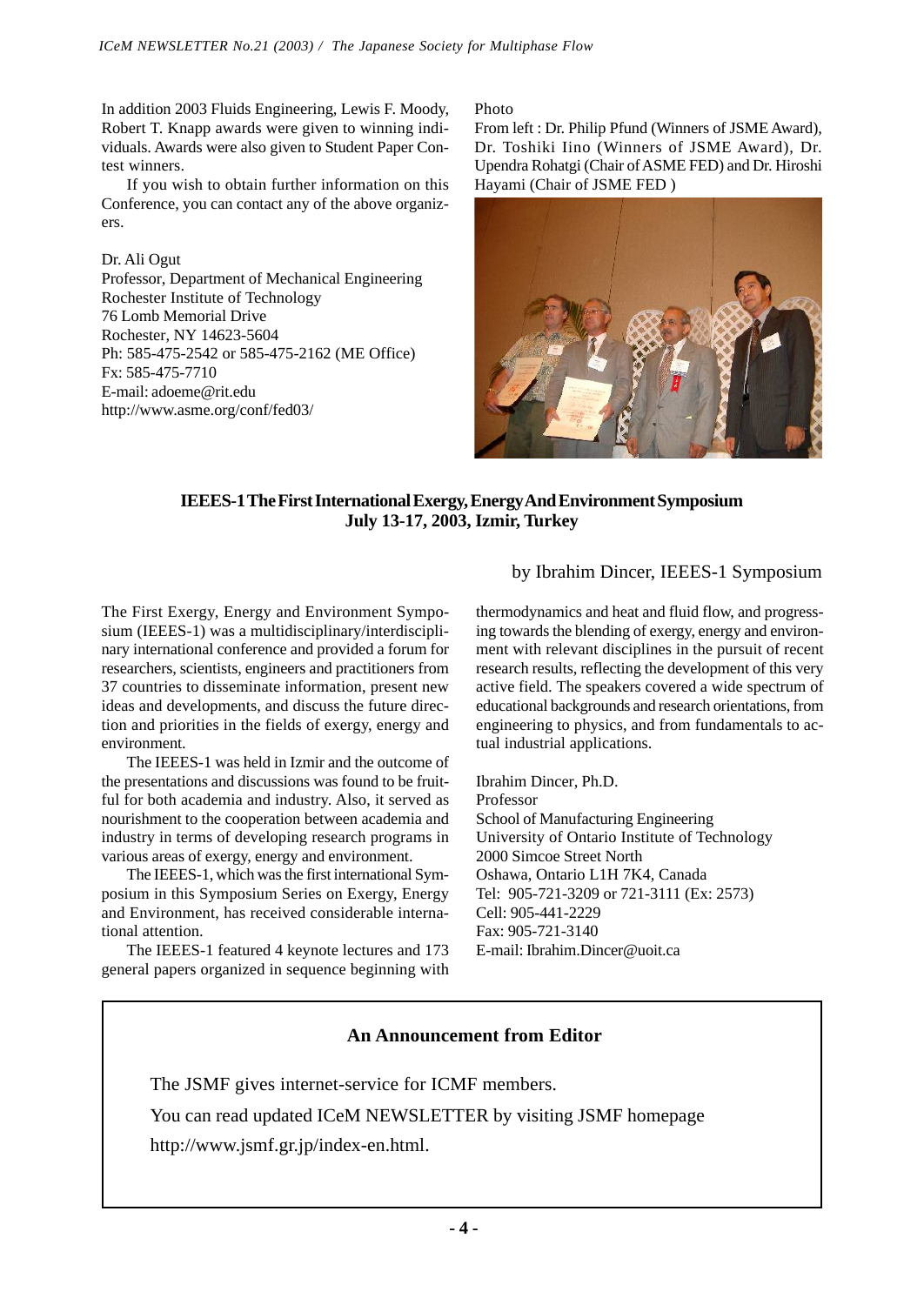In addition 2003 Fluids Engineering, Lewis F. Moody, Robert T. Knapp awards were given to winning individuals. Awards were also given to Student Paper Contest winners.

If you wish to obtain further information on this Conference, you can contact any of the above organizers.

Dr. Ali Ogut
Professor, Department of Mechanical Engineering
Rochester Institute of Technology
76 Lomb Memorial Drive
Rochester, NY 14623-5604
Ph: 585-475-2542 or 585-475-2162 (ME Office)
Fx: 585-475-7710
E-mail: adoeme@rit.edu
http://www.asme.org/conf/fed03/

Photo
From left : Dr. Philip Pfund (Winners of JSME Award), Dr. Toshiki Iino (Winners of JSME Award), Dr. Upendra Rohatgi (Chair of ASME FED) and Dr. Hiroshi Hayami (Chair of JSME FED )

## IEEES-1 The First International Exergy, Energy And Environment Symposium
## July 13-17, 2003, Izmir, Turkey

by Ibrahim Dincer, IEEES-1 Symposium

The First Exergy, Energy and Environment Symposium (IEEES-1) was a multidisciplinary/interdisciplinary international conference and provided a forum for researchers, scientists, engineers and practitioners from 37 countries to disseminate information, present new ideas and developments, and discuss the future direction and priorities in the fields of exergy, energy and environment.

The IEEES-1 was held in Izmir and the outcome of the presentations and discussions was found to be fruitful for both academia and industry. Also, it served as nourishment to the cooperation between academia and industry in terms of developing research programs in various areas of exergy, energy and environment.

The IEEES-1, which was the first international Symposium in this Symposium Series on Exergy, Energy and Environment, has received considerable international attention.

The IEEES-1 featured 4 keynote lectures and 173 general papers organized in sequence beginning with thermodynamics and heat and fluid flow, and progressing towards the blending of exergy, energy and environment with relevant disciplines in the pursuit of recent research results, reflecting the development of this very active field. The speakers covered a wide spectrum of educational backgrounds and research orientations, from engineering to physics, and from fundamentals to actual industrial applications.

Ibrahim Dincer, Ph.D.
Professor
School of Manufacturing Engineering
University of Ontario Institute of Technology
2000 Simcoe Street North
Oshawa, Ontario L1H 7K4, Canada
Tel: 905-721-3209 or 721-3111 (Ex: 2573)
Cell: 905-441-2229
Fax: 905-721-3140
E-mail: Ibrahim.Dincer@uoit.ca

### An Announcement from Editor

The JSMF gives internet-service for ICMF members.

You can read updated ICeM NEWSLETTER by visiting JSMF homepage http://www.jsmf.gr.jp/index-en.html.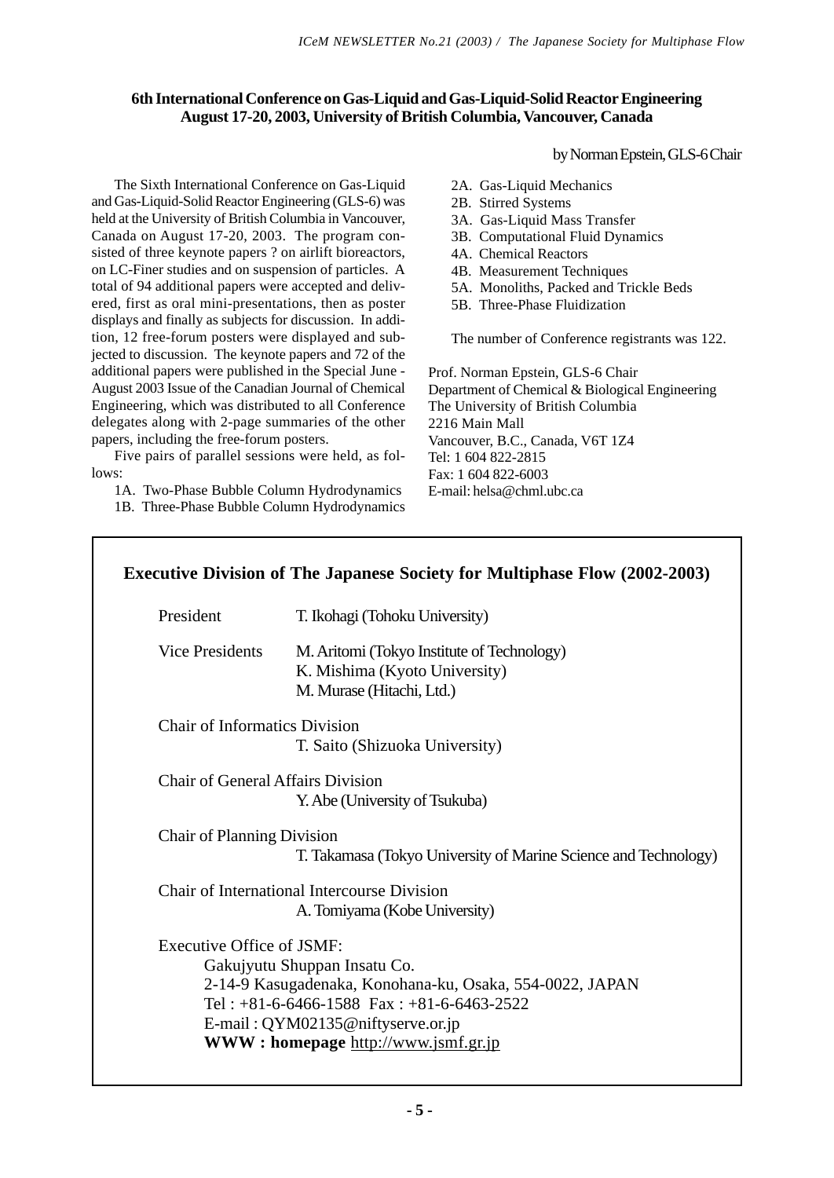## 6th International Conference on Gas-Liquid and Gas-Liquid-Solid Reactor Engineering
## August 17-20, 2003, University of British Columbia, Vancouver, Canada

by Norman Epstein, GLS-6 Chair

The Sixth International Conference on Gas-Liquid and Gas-Liquid-Solid Reactor Engineering (GLS-6) was held at the University of British Columbia in Vancouver, Canada on August 17-20, 2003. The program consisted of three keynote papers ? on airlift bioreactors, on LC-Finer studies and on suspension of particles. A total of 94 additional papers were accepted and delivered, first as oral mini-presentations, then as poster displays and finally as subjects for discussion. In addition, 12 free-forum posters were displayed and subjected to discussion. The keynote papers and 72 of the additional papers were published in the Special June - August 2003 Issue of the Canadian Journal of Chemical Engineering, which was distributed to all Conference delegates along with 2-page summaries of the other papers, including the free-forum posters.

Five pairs of parallel sessions were held, as follows:

1A. Two-Phase Bubble Column Hydrodynamics
1B. Three-Phase Bubble Column Hydrodynamics
2A. Gas-Liquid Mechanics
2B. Stirred Systems
3A. Gas-Liquid Mass Transfer
3B. Computational Fluid Dynamics
4A. Chemical Reactors
4B. Measurement Techniques
5A. Monoliths, Packed and Trickle Beds
5B. Three-Phase Fluidization

The number of Conference registrants was 122.

Prof. Norman Epstein, GLS-6 Chair
Department of Chemical & Biological Engineering
The University of British Columbia
2216 Main Mall
Vancouver, B.C., Canada, V6T 1Z4
Tel: 1 604 822-2815
Fax: 1 604 822-6003
E-mail: helsa@chml.ubc.ca

### Executive Division of The Japanese Society for Multiphase Flow (2002-2003)

President
T. Ikohagi (Tohoku University)

Vice Presidents
M. Aritomi (Tokyo Institute of Technology)
K. Mishima (Kyoto University)
M. Murase (Hitachi, Ltd.)

Chair of Informatics Division
T. Saito (Shizuoka University)

Chair of General Affairs Division
Y. Abe (University of Tsukuba)

Chair of Planning Division
T. Takamasa (Tokyo University of Marine Science and Technology)

Chair of International Intercourse Division
A. Tomiyama (Kobe University)

Executive Office of JSMF:
Gakujyutu Shuppan Insatu Co.
2-14-9 Kasugadenaka, Konohana-ku, Osaka, 554-0022, JAPAN
Tel : +81-6-6466-1588 Fax : +81-6-6463-2522
E-mail : QYM02135@niftyserve.or.jp
**WWW : homepage** http://www.jsmf.gr.jp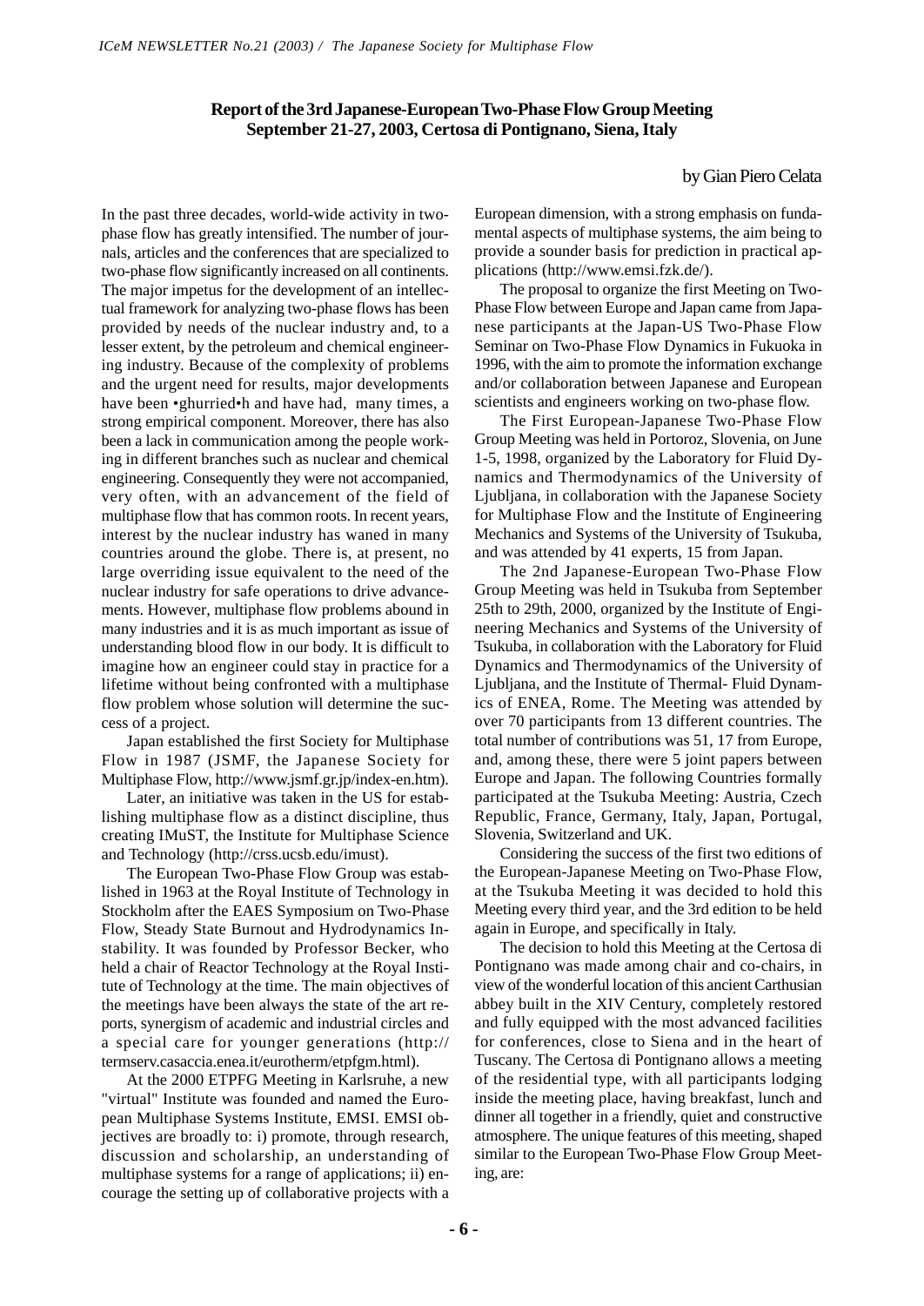## Report of the 3rd Japanese-European Two-Phase Flow Group Meeting
## September 21-27, 2003, Certosa di Pontignano, Siena, Italy

by Gian Piero Celata

In the past three decades, world-wide activity in two-phase flow has greatly intensified. The number of journals, articles and the conferences that are specialized to two-phase flow significantly increased on all continents. The major impetus for the development of an intellectual framework for analyzing two-phase flows has been provided by needs of the nuclear industry and, to a lesser extent, by the petroleum and chemical engineering industry. Because of the complexity of problems and the urgent need for results, major developments have been •ghurried•h and have had, many times, a strong empirical component. Moreover, there has also been a lack in communication among the people working in different branches such as nuclear and chemical engineering. Consequently they were not accompanied, very often, with an advancement of the field of multiphase flow that has common roots. In recent years, interest by the nuclear industry has waned in many countries around the globe. There is, at present, no large overriding issue equivalent to the need of the nuclear industry for safe operations to drive advancements. However, multiphase flow problems abound in many industries and it is as much important as issue of understanding blood flow in our body. It is difficult to imagine how an engineer could stay in practice for a lifetime without being confronted with a multiphase flow problem whose solution will determine the success of a project.

Japan established the first Society for Multiphase Flow in 1987 (JSMF, the Japanese Society for Multiphase Flow, http://www.jsmf.gr.jp/index-en.htm).

Later, an initiative was taken in the US for establishing multiphase flow as a distinct discipline, thus creating IMuST, the Institute for Multiphase Science and Technology (http://crss.ucsb.edu/imust).

The European Two-Phase Flow Group was established in 1963 at the Royal Institute of Technology in Stockholm after the EAES Symposium on Two-Phase Flow, Steady State Burnout and Hydrodynamics Instability. It was founded by Professor Becker, who held a chair of Reactor Technology at the Royal Institute of Technology at the time. The main objectives of the meetings have been always the state of the art reports, synergism of academic and industrial circles and a special care for younger generations (http://termserv.casaccia.enea.it/eurotherm/etpfgm.html).

At the 2000 ETPFG Meeting in Karlsruhe, a new "virtual" Institute was founded and named the European Multiphase Systems Institute, EMSI. EMSI objectives are broadly to: i) promote, through research, discussion and scholarship, an understanding of multiphase systems for a range of applications; ii) encourage the setting up of collaborative projects with a European dimension, with a strong emphasis on fundamental aspects of multiphase systems, the aim being to provide a sounder basis for prediction in practical applications (http://www.emsi.fzk.de/).

The proposal to organize the first Meeting on Two-Phase Flow between Europe and Japan came from Japanese participants at the Japan-US Two-Phase Flow Seminar on Two-Phase Flow Dynamics in Fukuoka in 1996, with the aim to promote the information exchange and/or collaboration between Japanese and European scientists and engineers working on two-phase flow.

The First European-Japanese Two-Phase Flow Group Meeting was held in Portoroz, Slovenia, on June 1-5, 1998, organized by the Laboratory for Fluid Dynamics and Thermodynamics of the University of Ljubljana, in collaboration with the Japanese Society for Multiphase Flow and the Institute of Engineering Mechanics and Systems of the University of Tsukuba, and was attended by 41 experts, 15 from Japan.

The 2nd Japanese-European Two-Phase Flow Group Meeting was held in Tsukuba from September 25th to 29th, 2000, organized by the Institute of Engineering Mechanics and Systems of the University of Tsukuba, in collaboration with the Laboratory for Fluid Dynamics and Thermodynamics of the University of Ljubljana, and the Institute of Thermal- Fluid Dynamics of ENEA, Rome. The Meeting was attended by over 70 participants from 13 different countries. The total number of contributions was 51, 17 from Europe, and, among these, there were 5 joint papers between Europe and Japan. The following Countries formally participated at the Tsukuba Meeting: Austria, Czech Republic, France, Germany, Italy, Japan, Portugal, Slovenia, Switzerland and UK.

Considering the success of the first two editions of the European-Japanese Meeting on Two-Phase Flow, at the Tsukuba Meeting it was decided to hold this Meeting every third year, and the 3rd edition to be held again in Europe, and specifically in Italy.

The decision to hold this Meeting at the Certosa di Pontignano was made among chair and co-chairs, in view of the wonderful location of this ancient Carthusian abbey built in the XIV Century, completely restored and fully equipped with the most advanced facilities for conferences, close to Siena and in the heart of Tuscany. The Certosa di Pontignano allows a meeting of the residential type, with all participants lodging inside the meeting place, having breakfast, lunch and dinner all together in a friendly, quiet and constructive atmosphere. The unique features of this meeting, shaped similar to the European Two-Phase Flow Group Meeting, are: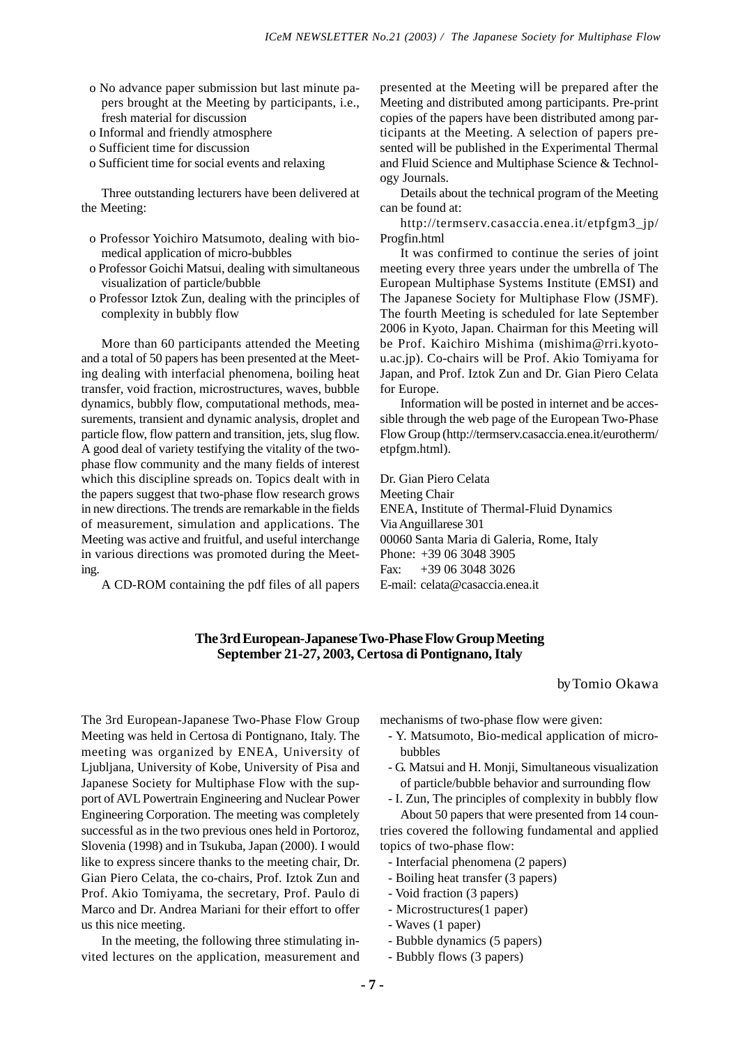- o No advance paper submission but last minute papers brought at the Meeting by participants, i.e., fresh material for discussion
- o Informal and friendly atmosphere
- o Sufficient time for discussion
- o Sufficient time for social events and relaxing

Three outstanding lecturers have been delivered at the Meeting:

- o Professor Yoichiro Matsumoto, dealing with bio-medical application of micro-bubbles
- o Professor Goichi Matsui, dealing with simultaneous visualization of particle/bubble
- o Professor Iztok Zun, dealing with the principles of complexity in bubbly flow

More than 60 participants attended the Meeting and a total of 50 papers has been presented at the Meeting dealing with interfacial phenomena, boiling heat transfer, void fraction, microstructures, waves, bubble dynamics, bubbly flow, computational methods, measurements, transient and dynamic analysis, droplet and particle flow, flow pattern and transition, jets, slug flow. A good deal of variety testifying the vitality of the two-phase flow community and the many fields of interest which this discipline spreads on. Topics dealt with in the papers suggest that two-phase flow research grows in new directions. The trends are remarkable in the fields of measurement, simulation and applications. The Meeting was active and fruitful, and useful interchange in various directions was promoted during the Meeting.

A CD-ROM containing the pdf files of all papers presented at the Meeting will be prepared after the Meeting and distributed among participants. Pre-print copies of the papers have been distributed among participants at the Meeting. A selection of papers presented will be published in the Experimental Thermal and Fluid Science and Multiphase Science & Technology Journals.

Details about the technical program of the Meeting can be found at:

http://termserv.casaccia.enea.it/etpfgm3_jp/Progfin.html

It was confirmed to continue the series of joint meeting every three years under the umbrella of The European Multiphase Systems Institute (EMSI) and The Japanese Society for Multiphase Flow (JSMF). The fourth Meeting is scheduled for late September 2006 in Kyoto, Japan. Chairman for this Meeting will be Prof. Kaichiro Mishima (mishima@rri.kyoto-u.ac.jp). Co-chairs will be Prof. Akio Tomiyama for Japan, and Prof. Iztok Zun and Dr. Gian Piero Celata for Europe.

Information will be posted in internet and be accessible through the web page of the European Two-Phase Flow Group (http://termserv.casaccia.enea.it/eurotherm/etpfgm.html).

Dr. Gian Piero Celata
Meeting Chair
ENEA, Institute of Thermal-Fluid Dynamics
Via Anguillarese 301
00060 Santa Maria di Galeria, Rome, Italy
Phone: +39 06 3048 3905
Fax: +39 06 3048 3026
E-mail: celata@casaccia.enea.it

## The 3rd European-Japanese Two-Phase Flow Group Meeting September 21-27, 2003, Certosa di Pontignano, Italy

by Tomio Okawa

The 3rd European-Japanese Two-Phase Flow Group Meeting was held in Certosa di Pontignano, Italy. The meeting was organized by ENEA, University of Ljubljana, University of Kobe, University of Pisa and Japanese Society for Multiphase Flow with the support of AVL Powertrain Engineering and Nuclear Power Engineering Corporation. The meeting was completely successful as in the two previous ones held in Portoroz, Slovenia (1998) and in Tsukuba, Japan (2000). I would like to express sincere thanks to the meeting chair, Dr. Gian Piero Celata, the co-chairs, Prof. Iztok Zun and Prof. Akio Tomiyama, the secretary, Prof. Paulo di Marco and Dr. Andrea Mariani for their effort to offer us this nice meeting.

In the meeting, the following three stimulating invited lectures on the application, measurement and mechanisms of two-phase flow were given:

- Y. Matsumoto, Bio-medical application of micro-bubbles
- G. Matsui and H. Monji, Simultaneous visualization of particle/bubble behavior and surrounding flow
- I. Zun, The principles of complexity in bubbly flow

About 50 papers that were presented from 14 countries covered the following fundamental and applied topics of two-phase flow:

- Interfacial phenomena (2 papers)
- Boiling heat transfer (3 papers)
- Void fraction (3 papers)
- Microstructures(1 paper)
- Waves (1 paper)
- Bubble dynamics (5 papers)
- Bubbly flows (3 papers)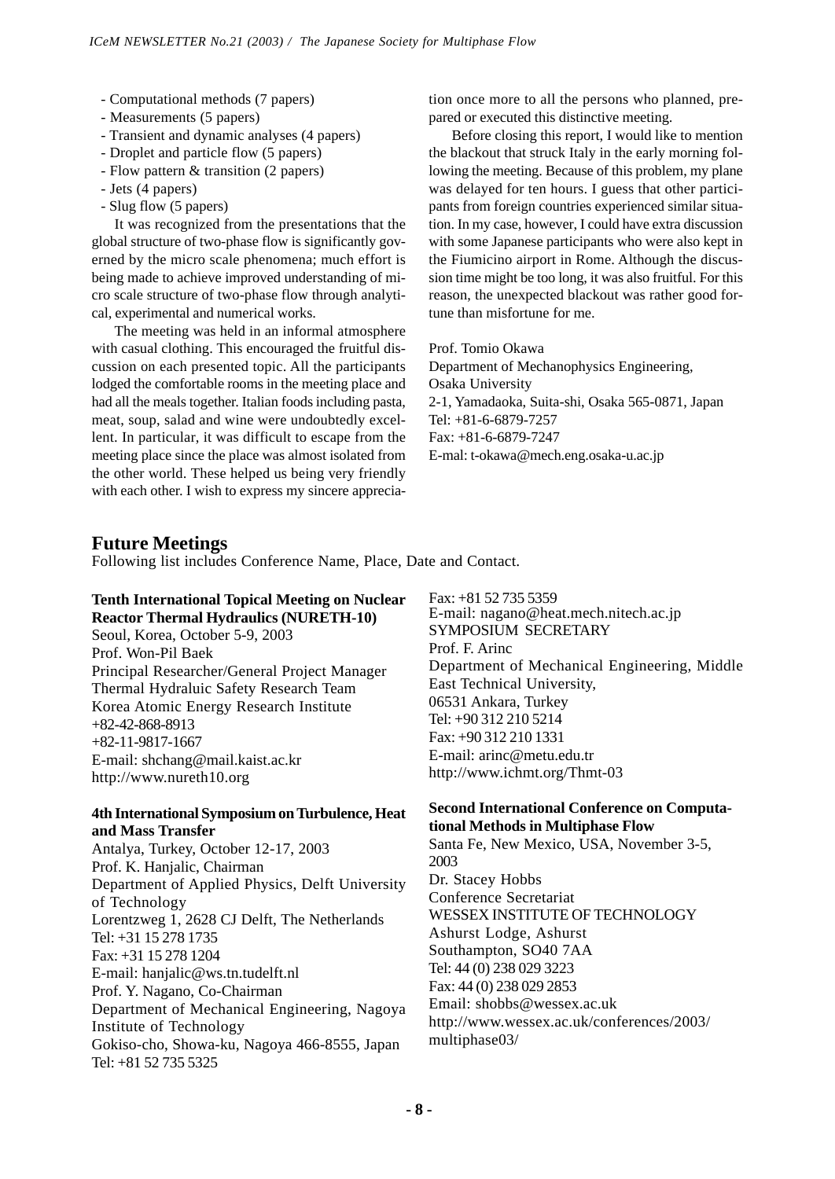- Computational methods (7 papers)
- Measurements (5 papers)
- Transient and dynamic analyses (4 papers)
- Droplet and particle flow (5 papers)
- Flow pattern & transition (2 papers)
- Jets (4 papers)
- Slug flow (5 papers)

It was recognized from the presentations that the global structure of two-phase flow is significantly governed by the micro scale phenomena; much effort is being made to achieve improved understanding of micro scale structure of two-phase flow through analytical, experimental and numerical works.

The meeting was held in an informal atmosphere with casual clothing. This encouraged the fruitful discussion on each presented topic. All the participants lodged the comfortable rooms in the meeting place and had all the meals together. Italian foods including pasta, meat, soup, salad and wine were undoubtedly excellent. In particular, it was difficult to escape from the meeting place since the place was almost isolated from the other world. These helped us being very friendly with each other. I wish to express my sincere appreciation once more to all the persons who planned, prepared or executed this distinctive meeting.

Before closing this report, I would like to mention the blackout that struck Italy in the early morning following the meeting. Because of this problem, my plane was delayed for ten hours. I guess that other participants from foreign countries experienced similar situation. In my case, however, I could have extra discussion with some Japanese participants who were also kept in the Fiumicino airport in Rome. Although the discussion time might be too long, it was also fruitful. For this reason, the unexpected blackout was rather good fortune than misfortune for me.

Prof. Tomio Okawa
Department of Mechanophysics Engineering,
Osaka University
2-1, Yamadaoka, Suita-shi, Osaka 565-0871, Japan
Tel: +81-6-6879-7257
Fax: +81-6-6879-7247
E-mal: t-okawa@mech.eng.osaka-u.ac.jp

## Future Meetings

Following list includes Conference Name, Place, Date and Contact.

**Tenth International Topical Meeting on Nuclear Reactor Thermal Hydraulics (NURETH-10)**
Seoul, Korea, October 5-9, 2003
Prof. Won-Pil Baek
Principal Researcher/General Project Manager
Thermal Hydraluic Safety Research Team
Korea Atomic Energy Research Institute
+82-42-868-8913
+82-11-9817-1667
E-mail: shchang@mail.kaist.ac.kr
http://www.nureth10.org

**4th International Symposium on Turbulence, Heat and Mass Transfer**
Antalya, Turkey, October 12-17, 2003
Prof. K. Hanjalic, Chairman
Department of Applied Physics, Delft University of Technology
Lorentzweg 1, 2628 CJ Delft, The Netherlands
Tel: +31 15 278 1735
Fax: +31 15 278 1204
E-mail: hanjalic@ws.tn.tudelft.nl
Prof. Y. Nagano, Co-Chairman
Department of Mechanical Engineering, Nagoya Institute of Technology
Gokiso-cho, Showa-ku, Nagoya 466-8555, Japan
Tel: +81 52 735 5325
Fax: +81 52 735 5359
E-mail: nagano@heat.mech.nitech.ac.jp
SYMPOSIUM SECRETARY
Prof. F. Arinc
Department of Mechanical Engineering, Middle East Technical University,
06531 Ankara, Turkey
Tel: +90 312 210 5214
Fax: +90 312 210 1331
E-mail: arinc@metu.edu.tr
http://www.ichmt.org/Thmt-03

**Second International Conference on Computational Methods in Multiphase Flow**
Santa Fe, New Mexico, USA, November 3-5, 2003
Dr. Stacey Hobbs
Conference Secretariat
WESSEX INSTITUTE OF TECHNOLOGY
Ashurst Lodge, Ashurst
Southampton, SO40 7AA
Tel: 44 (0) 238 029 3223
Fax: 44 (0) 238 029 2853
Email: shobbs@wessex.ac.uk
http://www.wessex.ac.uk/conferences/2003/multiphase03/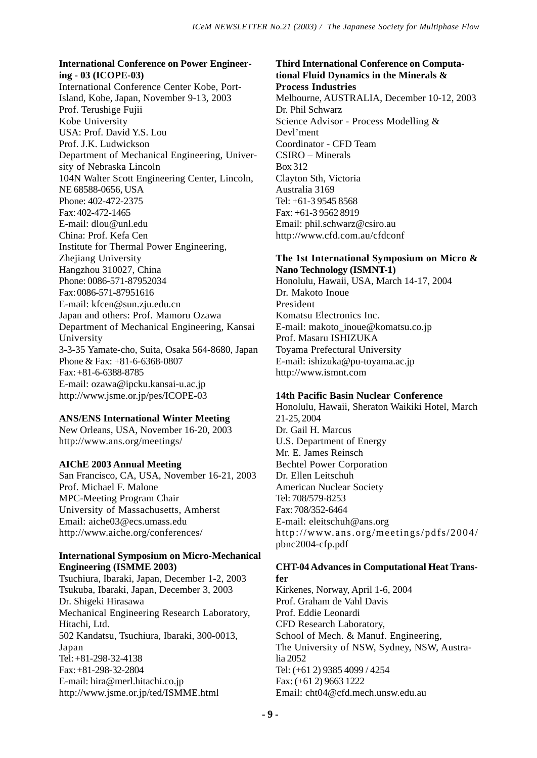**International Conference on Power Engineering - 03 (ICOPE-03)**

International Conference Center Kobe, Port-Island, Kobe, Japan, November 9-13, 2003
Prof. Terushige Fujii
Kobe University
USA: Prof. David Y.S. Lou
Prof. J.K. Ludwickson
Department of Mechanical Engineering, University of Nebraska Lincoln
104N Walter Scott Engineering Center, Lincoln, NE 68588-0656, USA
Phone: 402-472-2375
Fax: 402-472-1465
E-mail: dlou@unl.edu
China: Prof. Kefa Cen
Institute for Thermal Power Engineering, Zhejiang University
Hangzhou 310027, China
Phone: 0086-571-87952034
Fax: 0086-571-87951616
E-mail: kfcen@sun.zju.edu.cn
Japan and others: Prof. Mamoru Ozawa
Department of Mechanical Engineering, Kansai University
3-3-35 Yamate-cho, Suita, Osaka 564-8680, Japan
Phone & Fax: +81-6-6368-0807
Fax: +81-6-6388-8785
E-mail: ozawa@ipcku.kansai-u.ac.jp
http://www.jsme.or.jp/pes/ICOPE-03

**ANS/ENS International Winter Meeting**

New Orleans, USA, November 16-20, 2003
http://www.ans.org/meetings/

**AIChE 2003 Annual Meeting**

San Francisco, CA, USA, November 16-21, 2003
Prof. Michael F. Malone
MPC-Meeting Program Chair
University of Massachusetts, Amherst
Email: aiche03@ecs.umass.edu
http://www.aiche.org/conferences/

**International Symposium on Micro-Mechanical Engineering (ISMME 2003)**

Tsuchiura, Ibaraki, Japan, December 1-2, 2003
Tsukuba, Ibaraki, Japan, December 3, 2003
Dr. Shigeki Hirasawa
Mechanical Engineering Research Laboratory, Hitachi, Ltd.
502 Kandatsu, Tsuchiura, Ibaraki, 300-0013, Japan
Tel: +81-298-32-4138
Fax: +81-298-32-2804
E-mail: hira@merl.hitachi.co.jp
http://www.jsme.or.jp/ted/ISMME.html

**Third International Conference on Computational Fluid Dynamics in the Minerals & Process Industries**

Melbourne, AUSTRALIA, December 10-12, 2003
Dr. Phil Schwarz
Science Advisor - Process Modelling & Devl'ment
Coordinator - CFD Team
CSIRO – Minerals
Box 312
Clayton Sth, Victoria
Australia 3169
Tel: +61-3 9545 8568
Fax: +61-3 9562 8919
Email: phil.schwarz@csiro.au
http://www.cfd.com.au/cfdconf

**The 1st International Symposium on Micro & Nano Technology (ISMNT-1)**

Honolulu, Hawaii, USA, March 14-17, 2004
Dr. Makoto Inoue
President
Komatsu Electronics Inc.
E-mail: makoto_inoue@komatsu.co.jp
Prof. Masaru ISHIZUKA
Toyama Prefectural University
E-mail: ishizuka@pu-toyama.ac.jp
http://www.ismnt.com

**14th Pacific Basin Nuclear Conference**

Honolulu, Hawaii, Sheraton Waikiki Hotel, March 21-25, 2004
Dr. Gail H. Marcus
U.S. Department of Energy
Mr. E. James Reinsch
Bechtel Power Corporation
Dr. Ellen Leitschuh
American Nuclear Society
Tel: 708/579-8253
Fax: 708/352-6464
E-mail: eleitschuh@ans.org
http://www.ans.org/meetings/pdfs/2004/pbnc2004-cfp.pdf

**CHT-04 Advances in Computational Heat Transfer**

Kirkenes, Norway, April 1-6, 2004
Prof. Graham de Vahl Davis
Prof. Eddie Leonardi
CFD Research Laboratory,
School of Mech. & Manuf. Engineering,
The University of NSW, Sydney, NSW, Australia 2052
Tel: (+61 2) 9385 4099 / 4254
Fax: (+61 2) 9663 1222
Email: cht04@cfd.mech.unsw.edu.au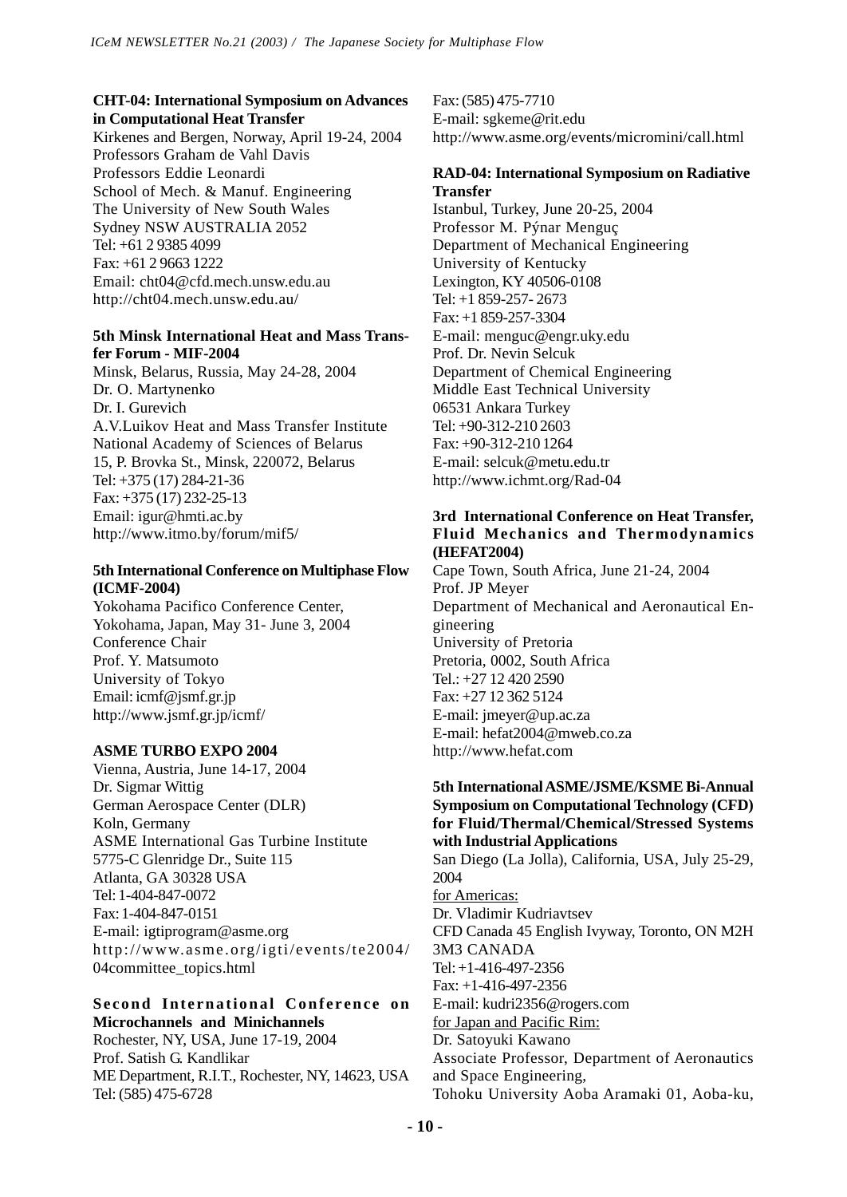**CHT-04: International Symposium on Advances in Computational Heat Transfer**

Kirkenes and Bergen, Norway, April 19-24, 2004
Professors Graham de Vahl Davis
Professors Eddie Leonardi
School of Mech. & Manuf. Engineering
The University of New South Wales
Sydney NSW AUSTRALIA 2052
Tel: +61 2 9385 4099
Fax: +61 2 9663 1222
Email: cht04@cfd.mech.unsw.edu.au
http://cht04.mech.unsw.edu.au/

**5th Minsk International Heat and Mass Transfer Forum - MIF-2004**

Minsk, Belarus, Russia, May 24-28, 2004
Dr. O. Martynenko
Dr. I. Gurevich
A.V.Luikov Heat and Mass Transfer Institute
National Academy of Sciences of Belarus
15, P. Brovka St., Minsk, 220072, Belarus
Tel: +375 (17) 284-21-36
Fax: +375 (17) 232-25-13
Email: igur@hmti.ac.by
http://www.itmo.by/forum/mif5/

**5th International Conference on Multiphase Flow (ICMF-2004)**

Yokohama Pacifico Conference Center,
Yokohama, Japan, May 31- June 3, 2004
Conference Chair
Prof. Y. Matsumoto
University of Tokyo
Email: icmf@jsmf.gr.jp
http://www.jsmf.gr.jp/icmf/

**ASME TURBO EXPO 2004**

Vienna, Austria, June 14-17, 2004
Dr. Sigmar Wittig
German Aerospace Center (DLR)
Koln, Germany
ASME International Gas Turbine Institute
5775-C Glenridge Dr., Suite 115
Atlanta, GA 30328 USA
Tel: 1-404-847-0072
Fax: 1-404-847-0151
E-mail: igtiprogram@asme.org
http://www.asme.org/igti/events/te2004/04committee_topics.html

**Second International Conference on Microchannels and Minichannels**

Rochester, NY, USA, June 17-19, 2004
Prof. Satish G. Kandlikar
ME Department, R.I.T., Rochester, NY, 14623, USA
Tel: (585) 475-6728
Fax: (585) 475-7710
E-mail: sgkeme@rit.edu
http://www.asme.org/events/micromini/call.html

**RAD-04: International Symposium on Radiative Transfer**

Istanbul, Turkey, June 20-25, 2004
Professor M. Pýnar Menguç
Department of Mechanical Engineering
University of Kentucky
Lexington, KY 40506-0108
Tel: +1 859-257- 2673
Fax: +1 859-257-3304
E-mail: menguc@engr.uky.edu
Prof. Dr. Nevin Selcuk
Department of Chemical Engineering
Middle East Technical University
06531 Ankara Turkey
Tel: +90-312-210 2603
Fax: +90-312-210 1264
E-mail: selcuk@metu.edu.tr
http://www.ichmt.org/Rad-04

**3rd International Conference on Heat Transfer, Fluid Mechanics and Thermodynamics (HEFAT2004)**

Cape Town, South Africa, June 21-24, 2004
Prof. JP Meyer
Department of Mechanical and Aeronautical Engineering
University of Pretoria
Pretoria, 0002, South Africa
Tel.: +27 12 420 2590
Fax: +27 12 362 5124
E-mail: jmeyer@up.ac.za
E-mail: hefat2004@mweb.co.za
http://www.hefat.com

**5th International ASME/JSME/KSME Bi-Annual Symposium on Computational Technology (CFD) for Fluid/Thermal/Chemical/Stressed Systems with Industrial Applications**

San Diego (La Jolla), California, USA, July 25-29, 2004
for Americas:
Dr. Vladimir Kudriavtsev
CFD Canada 45 English Ivyway, Toronto, ON M2H 3M3 CANADA
Tel: +1-416-497-2356
Fax: +1-416-497-2356
E-mail: kudri2356@rogers.com
for Japan and Pacific Rim:
Dr. Satoyuki Kawano
Associate Professor, Department of Aeronautics and Space Engineering,
Tohoku University Aoba Aramaki 01, Aoba-ku,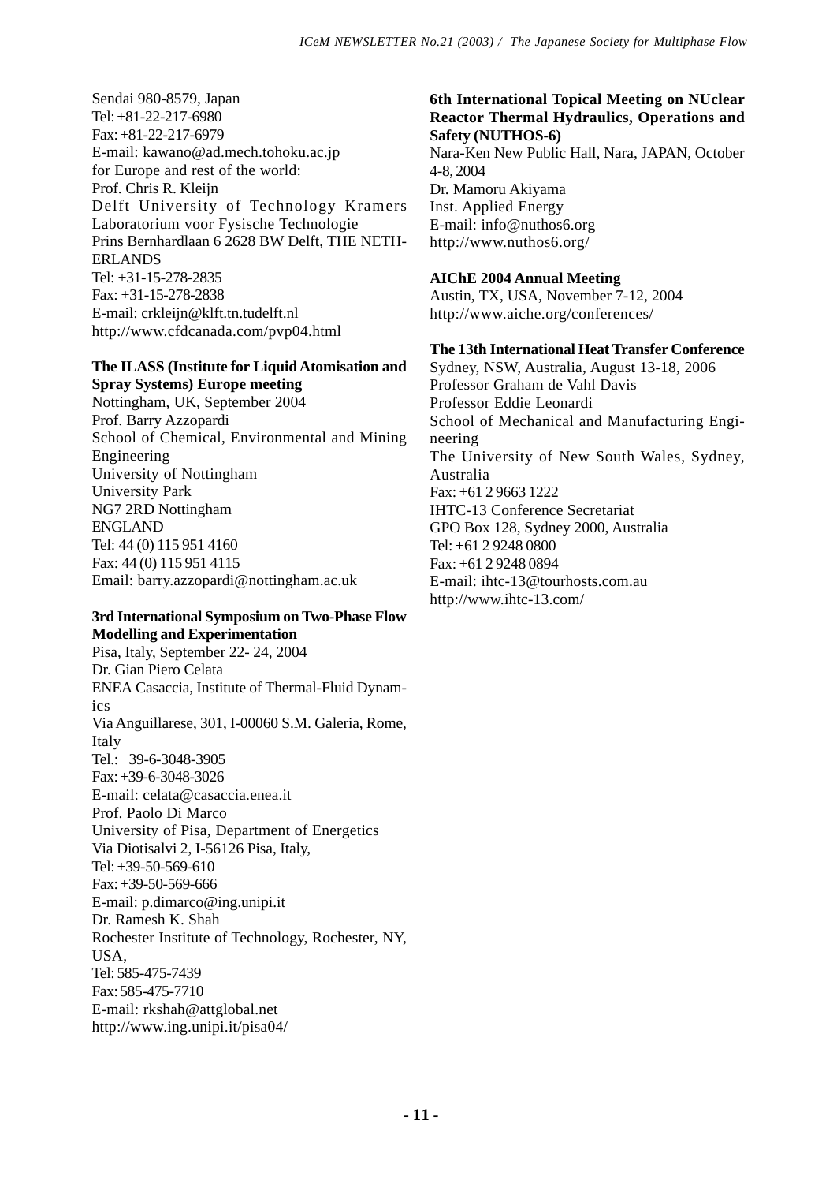Sendai 980-8579, Japan
Tel: +81-22-217-6980
Fax: +81-22-217-6979
E-mail: kawano@ad.mech.tohoku.ac.jp
for Europe and rest of the world:
Prof. Chris R. Kleijn
Delft University of Technology Kramers Laboratorium voor Fysische Technologie
Prins Bernhardlaan 6 2628 BW Delft, THE NETHERLANDS
Tel: +31-15-278-2835
Fax: +31-15-278-2838
E-mail: crkleijn@klft.tn.tudelft.nl
http://www.cfdcanada.com/pvp04.html

**The ILASS (Institute for Liquid Atomisation and Spray Systems) Europe meeting**
Nottingham, UK, September 2004
Prof. Barry Azzopardi
School of Chemical, Environmental and Mining Engineering
University of Nottingham
University Park
NG7 2RD Nottingham
ENGLAND
Tel: 44 (0) 115 951 4160
Fax: 44 (0) 115 951 4115
Email: barry.azzopardi@nottingham.ac.uk

**3rd International Symposium on Two-Phase Flow Modelling and Experimentation**
Pisa, Italy, September 22- 24, 2004
Dr. Gian Piero Celata
ENEA Casaccia, Institute of Thermal-Fluid Dynamics
Via Anguillarese, 301, I-00060 S.M. Galeria, Rome, Italy
Tel.: +39-6-3048-3905
Fax: +39-6-3048-3026
E-mail: celata@casaccia.enea.it
Prof. Paolo Di Marco
University of Pisa, Department of Energetics
Via Diotisalvi 2, I-56126 Pisa, Italy,
Tel: +39-50-569-610
Fax: +39-50-569-666
E-mail: p.dimarco@ing.unipi.it
Dr. Ramesh K. Shah
Rochester Institute of Technology, Rochester, NY, USA,
Tel: 585-475-7439
Fax: 585-475-7710
E-mail: rkshah@attglobal.net
http://www.ing.unipi.it/pisa04/

**6th International Topical Meeting on NUclear Reactor Thermal Hydraulics, Operations and Safety (NUTHOS-6)**
Nara-Ken New Public Hall, Nara, JAPAN, October 4-8, 2004
Dr. Mamoru Akiyama
Inst. Applied Energy
E-mail: info@nuthos6.org
http://www.nuthos6.org/

**AIChE 2004 Annual Meeting**
Austin, TX, USA, November 7-12, 2004
http://www.aiche.org/conferences/

**The 13th International Heat Transfer Conference**
Sydney, NSW, Australia, August 13-18, 2006
Professor Graham de Vahl Davis
Professor Eddie Leonardi
School of Mechanical and Manufacturing Engineering
The University of New South Wales, Sydney, Australia
Fax: +61 2 9663 1222
IHTC-13 Conference Secretariat
GPO Box 128, Sydney 2000, Australia
Tel: +61 2 9248 0800
Fax: +61 2 9248 0894
E-mail: ihtc-13@tourhosts.com.au
http://www.ihtc-13.com/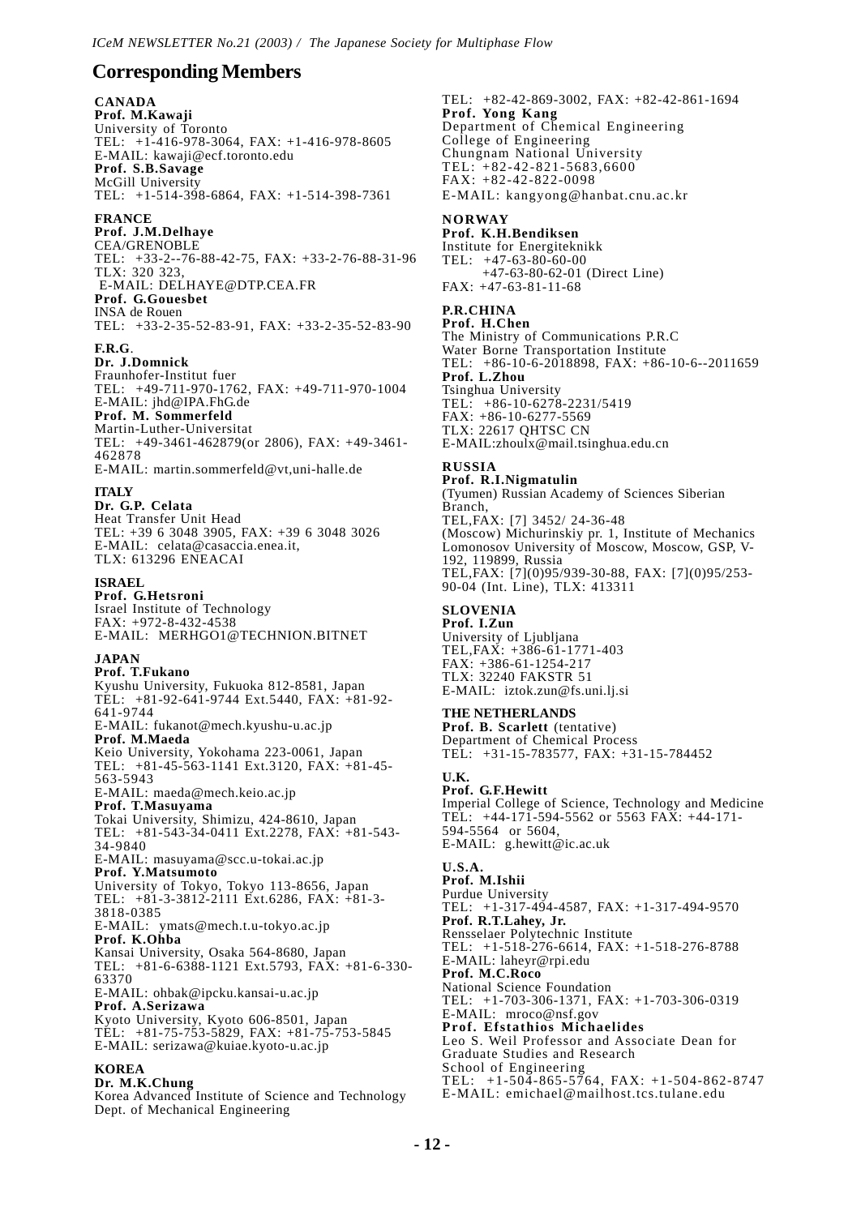# Corresponding Members

**CANADA**

**Prof. M.Kawaji**
University of Toronto
TEL: +1-416-978-3064, FAX: +1-416-978-8605
E-MAIL: kawaji@ecf.toronto.edu

**Prof. S.B.Savage**
McGill University
TEL: +1-514-398-6864, FAX: +1-514-398-7361

**FRANCE**

**Prof. J.M.Delhaye**
CEA/GRENOBLE
TEL: +33-2--76-88-42-75, FAX: +33-2-76-88-31-96
TLX: 320 323,
E-MAIL: DELHAYE@DTP.CEA.FR

**Prof. G.Gouesbet**
INSA de Rouen
TEL: +33-2-35-52-83-91, FAX: +33-2-35-52-83-90

**F.R.G.**

**Dr. J.Domnick**
Fraunhofer-Institut fuer
TEL: +49-711-970-1762, FAX: +49-711-970-1004
E-MAIL: jhd@IPA.FhG.de

**Prof. M. Sommerfeld**
Martin-Luther-Universitat
TEL: +49-3461-462879(or 2806), FAX: +49-3461-462878
E-MAIL: martin.sommerfeld@vt,uni-halle.de

**ITALY**

**Dr. G.P. Celata**
Heat Transfer Unit Head
TEL: +39 6 3048 3905, FAX: +39 6 3048 3026
E-MAIL: celata@casaccia.enea.it,
TLX: 613296 ENEACAI

**ISRAEL**

**Prof. G.Hetsroni**
Israel Institute of Technology
FAX: +972-8-432-4538
E-MAIL: MERHGO1@TECHNION.BITNET

**JAPAN**

**Prof. T.Fukano**
Kyushu University, Fukuoka 812-8581, Japan
TEL: +81-92-641-9744 Ext.5440, FAX: +81-92-641-9744
E-MAIL: fukanot@mech.kyushu-u.ac.jp

**Prof. M.Maeda**
Keio University, Yokohama 223-0061, Japan
TEL: +81-45-563-1141 Ext.3120, FAX: +81-45-563-5943
E-MAIL: maeda@mech.keio.ac.jp

**Prof. T.Masuyama**
Tokai University, Shimizu, 424-8610, Japan
TEL: +81-543-34-0411 Ext.2278, FAX: +81-543-34-9840
E-MAIL: masuyama@scc.u-tokai.ac.jp

**Prof. Y.Matsumoto**
University of Tokyo, Tokyo 113-8656, Japan
TEL: +81-3-3812-2111 Ext.6286, FAX: +81-3-3818-0385
E-MAIL: ymats@mech.t.u-tokyo.ac.jp

**Prof. K.Ohba**
Kansai University, Osaka 564-8680, Japan
TEL: +81-6-6388-1121 Ext.5793, FAX: +81-6-330-63370
E-MAIL: ohbak@ipcku.kansai-u.ac.jp

**Prof. A.Serizawa**
Kyoto University, Kyoto 606-8501, Japan
TEL: +81-75-753-5829, FAX: +81-75-753-5845
E-MAIL: serizawa@kuiae.kyoto-u.ac.jp

**KOREA**

**Dr. M.K.Chung**
Korea Advanced Institute of Science and Technology
Dept. of Mechanical Engineering
TEL: +82-42-869-3002, FAX: +82-42-861-1694

**Prof. Yong Kang**
Department of Chemical Engineering
College of Engineering
Chungnam National University
TEL: +82-42-821-5683,6600
FAX: +82-42-822-0098
E-MAIL: kangyong@hanbat.cnu.ac.kr

**NORWAY**

**Prof. K.H.Bendiksen**
Institute for Energiteknikk
TEL: +47-63-80-60-00
+47-63-80-62-01 (Direct Line)
FAX: +47-63-81-11-68

**P.R.CHINA**

**Prof. H.Chen**
The Ministry of Communications P.R.C
Water Borne Transportation Institute
TEL: +86-10-6-2018898, FAX: +86-10-6--2011659

**Prof. L.Zhou**
Tsinghua University
TEL: +86-10-6278-2231/5419
FAX: +86-10-6277-5569
TLX: 22617 QHTSC CN
E-MAIL:zhoulx@mail.tsinghua.edu.cn

**RUSSIA**

**Prof. R.I.Nigmatulin**
(Tyumen) Russian Academy of Sciences Siberian Branch,
TEL,FAX: [7] 3452/ 24-36-48
(Moscow) Michurinskiy pr. 1, Institute of Mechanics Lomonosov University of Moscow, Moscow, GSP, V-192, 119899, Russia
TEL,FAX: [7](0)95/939-30-88, FAX: [7](0)95/253-90-04 (Int. Line), TLX: 413311

**SLOVENIA**

**Prof. I.Zun**
University of Ljubljana
TEL,FAX: +386-61-1771-403
FAX: +386-61-1254-217
TLX: 32240 FAKSTR 51
E-MAIL: iztok.zun@fs.uni.lj.si

**THE NETHERLANDS**

**Prof. B. Scarlett** (tentative)
Department of Chemical Process
TEL: +31-15-783577, FAX: +31-15-784452

**U.K.**

**Prof. G.F.Hewitt**
Imperial College of Science, Technology and Medicine
TEL: +44-171-594-5562 or 5563 FAX: +44-171-594-5564 or 5604,
E-MAIL: g.hewitt@ic.ac.uk

**U.S.A.**

**Prof. M.Ishii**
Purdue University
TEL: +1-317-494-4587, FAX: +1-317-494-9570

**Prof. R.T.Lahey, Jr.**
Rensselaer Polytechnic Institute
TEL: +1-518-276-6614, FAX: +1-518-276-8788
E-MAIL: laheyr@rpi.edu

**Prof. M.C.Roco**
National Science Foundation
TEL: +1-703-306-1371, FAX: +1-703-306-0319
E-MAIL: mroco@nsf.gov

**Prof. Efstathios Michaelides**
Leo S. Weil Professor and Associate Dean for Graduate Studies and Research
School of Engineering
TEL: +1-504-865-5764, FAX: +1-504-862-8747
E-MAIL: emichael@mailhost.tcs.tulane.edu